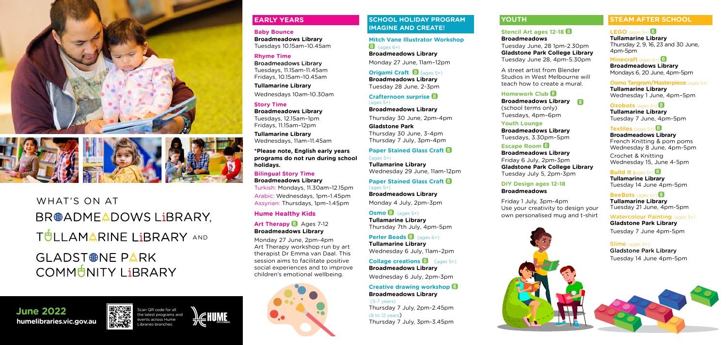# WHAT'S ON AT BROADMEADOWS LIBRARY, TULLAMARINE LIBRARY AND GLADSTONE PARK COMMUNITY LIBRARY

**June 2022**
**humelibraries.vic.gov.au**

Scan QR code for all the latest programs and events across Hume Libraries branches.

## EARLY YEARS

**Baby Bounce**
**Broadmeadows Library**
Tuesdays 10.15am–10.45am

**Rhyme Time**
Broadmeadows Library
Tuesdays, 11.15am-11.45am
Fridays, 10.15am–10.45am

**Tullamarine Library**
Wednesdays 10am-10.30am

**Story Time**
**Broadmeadows Library**
Tuesdays, 12.15am–1pm
Fridays, 11.15am–12pm

**Tullamarine Library**
Wednesdays, 11am–11.45am

**\*Please note, English early years programs do not run during school holidays.**

**Bilingual Story Time**
**Broadmeadows Library**
Turkish: Mondays, 11.30am–12.15pm
Arabic: Wednesdays, 1pm–1.45pm
Assyrian: Thursdays, 1pm–1.45pm

### Hume Healthy Kids

**Art Therapy** B Ages 7-12
**Broadmeadows Library**

Monday 27 June, 2pm-4pm
Art Therapy workshop run by art therapist Dr Emma van Daal. This session aims to facilitate positive social experiences and to improve children's emotional wellbeing.

## SCHOOL HOLIDAY PROGRAM IMAGINE AND CREATE!

**Mitch Vane Illustrator Workshop** B (ages 6+)
**Broadmeadows Library**
Monday 27 June, 11am–12pm

**Origami Craft** B (ages 5+)
**Broadmeadows Library**
Tuesday 28 June, 2-3pm

**Crafternoon surprise** B (ages 5+)
**Broadmeadows Library**
Thursday 30 June, 2pm-4pm
**Gladstone Park**
Thursday 30 June, 3-4pm
Thursday 7 July, 3pm-4pm

**Paper Stained Glass Craft** B (ages 5+)
**Tullamarine Library**
Wednesday 29 June, 11am-12pm

**Paper Stained Glass Craft** B (ages 5+)
**Broadmeadows Library**
Monday 4 July, 2pm-3pm

**Osmo** B (ages 5+)
**Tullamarine Library**
Thursday 7th July, 4pm-5pm

**Perler Beads** B (ages 6+)
**Tullamarine Library**
Wednesday 6 July, 11am–2pm

**Collage creations** B (ages 5+)
**Broadmeadows Library**
Wednesday 6 July, 2pm-3pm

**Creative drawing workshop** B
**Broadmeadows Library**
(5-7 years)
Thursday 7 July, 2pm-2.45pm
(8 to 12 years)
Thursday 7 July, 3pm-3.45pm

## YOUTH

**Stencil Art ages 12-18** B
**Broadmeadows**
Tuesday June, 28 1pm-2.30pm
**Gladstone Park College Library**
Tuesday June 28, 4pm-5.30pm

A street artist from Blender Studios in West Melbourne will teach how to create a mural.

**Homework Club** B
**Broadmeadows Library** B
(school terms only)
Tuesdays, 4pm–6pm

**Youth Lounge**
**Broadmeadows Library**
Tuesdays, 3.30pm–5pm

**Escape Room** B
**Broadmeadows Library**
Friday 6 July, 2pm-3pm
**Gladstone Park College Library**
Tuesday July 5, 2pm-3pm

**DIY Design ages 12-18**
**Broadmeadows**

Friday 1 July, 3pm-4pm
Use your creativity to design your own personalised mug and t-shirt

## STEAM AFTER SCHOOL

**LEGO** (ages 5+) B
**Tullamarine Library**
Thursday 2, 9, 16, 23 and 30 June, 4pm-5pm

**Minecraft** (ages 6+) B
**Broadmeadows Library**
Mondays 6, 20 June, 4pm-5pm

**Osmo Tangram/Masterpiece** (ages 5+)
**Tullamarine Library**
Wednesday 1 June, 4pm–5pm

**Ozobots** (ages 5+) B
**Tullamarine Library**
Tuesday 7 June, 4pm-5pm

**Textiles** (ages 5+) B
**Broadmeadows Library**
French Knitting & pom poms
Wednesday 8 June, 4pm-5pm
Crochet & Knitting
Wednesday 15, June 4-5pm

**Build It** (ages 5+) B
**Tullamarine Library**
Tuesday 14 June 4pm-5pm

**BeeBots** (ages 5+) B
**Tullamarine Library**
Tuesday 21 June, 4pm-5pm

**Watercolour Painting** (ages 5+)
**Gladstone Park Library**
Tuesday 7 June 4pm-5pm

**Slime** (ages 5+)
Gladstone Park Library
Tuesday 14 June 4pm-5pm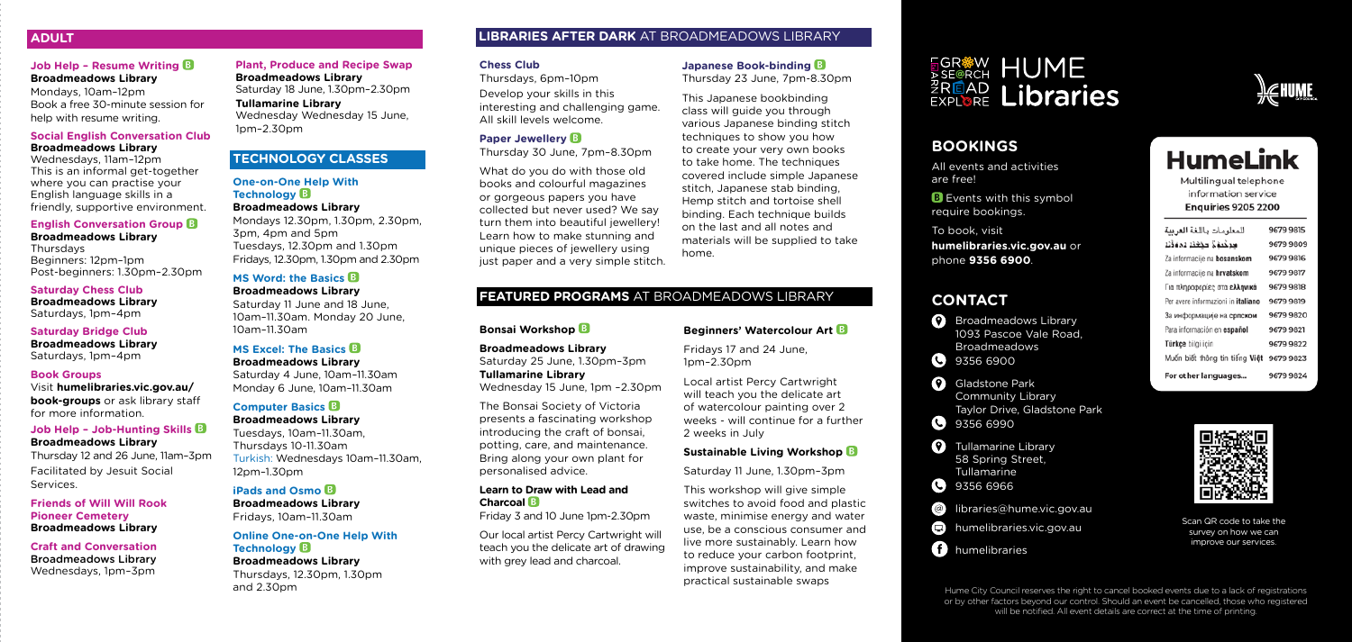## ADULT

### Job Help – Resume Writing B

**Broadmeadows Library**

Mondays, 10am–12pm

Book a free 30-minute session for help with resume writing.

### Social English Conversation Club

**Broadmeadows Library**

Wednesdays, 11am–12pm

This is an informal get-together where you can practise your English language skills in a friendly, supportive environment.

### English Conversation Group B

**Broadmeadows Library**

Thursdays

Beginners: 12pm–1pm

Post-beginners: 1.30pm–2.30pm

### Saturday Chess Club

**Broadmeadows Library**

Saturdays, 1pm–4pm

### Saturday Bridge Club

**Broadmeadows Library**

Saturdays, 1pm–4pm

### Book Groups

Visit **humelibraries.vic.gov.au/book-groups** or ask library staff for more information.

### Job Help – Job-Hunting Skills B

**Broadmeadows Library**

Thursday 12 and 26 June, 11am–3pm

Facilitated by Jesuit Social Services.

### Friends of Will Will Rook Pioneer Cemetery

**Broadmeadows Library**

### Craft and Conversation

Broadmeadows Library

Wednesdays, 1pm–3pm

### Plant, Produce and Recipe Swap

**Broadmeadows Library**

Saturday 18 June, 1.30pm–2.30pm

**Tullamarine Library**

Wednesday Wednesday 15 June, 1pm–2.30pm

## TECHNOLOGY CLASSES

### One-on-One Help With Technology B

**Broadmeadows Library**

Mondays 12.30pm, 1.30pm, 2.30pm, 3pm, 4pm and 5pm

Tuesdays, 12.30pm and 1.30pm

Fridays, 12.30pm, 1.30pm and 2.30pm

### MS Word: the Basics B

**Broadmeadows Library**

Saturday 11 June and 18 June, 10am–11.30am. Monday 20 June, 10am–11.30am

### MS Excel: The Basics B

**Broadmeadows Library**

Saturday 4 June, 10am–11.30am

Monday 6 June, 10am–11.30am

### Computer Basics B

**Broadmeadows Library**

Tuesdays, 10am–11.30am,

Thursdays 10-11.30am

Turkish: Wednesdays 10am–11.30am, 12pm–1.30pm

### iPads and Osmo B

**Broadmeadows Library**

Fridays, 10am–11.30am

### Online One-on-One Help With Technology B

**Broadmeadows Library**

Thursdays, 12.30pm, 1.30pm and 2.30pm

## LIBRARIES AFTER DARK AT BROADMEADOWS LIBRARY

### Chess Club

Thursdays, 6pm–10pm

Develop your skills in this interesting and challenging game. All skill levels welcome.

### Paper Jewellery B

Thursday 30 June, 7pm–8.30pm

What do you do with those old books and colourful magazines or gorgeous papers you have collected but never used? We say turn them into beautiful jewellery! Learn how to make stunning and unique pieces of jewellery using just paper and a very simple stitch.

### Japanese Book-binding B

Thursday 23 June, 7pm–8.30pm

This Japanese bookbinding class will guide you through various Japanese binding stitch techniques to show you how to create your very own books to take home. The techniques covered include simple Japanese stitch, Japanese stab binding, Hemp stitch and tortoise shell binding. Each technique builds on the last and all notes and materials will be supplied to take home.

## FEATURED PROGRAMS AT BROADMEADOWS LIBRARY

### Bonsai Workshop B

**Broadmeadows Library**

Saturday 25 June, 1.30pm–3pm

**Tullamarine Library**

Wednesday 15 June, 1pm –2.30pm

The Bonsai Society of Victoria presents a fascinating workshop introducing the craft of bonsai, potting, care, and maintenance. Bring along your own plant for personalised advice.

### Learn to Draw with Lead and Charcoal B

Friday 3 and 10 June 1pm-2.30pm

Our local artist Percy Cartwright will teach you the delicate art of drawing with grey lead and charcoal.

### Beginners' Watercolour Art B

Fridays 17 and 24 June, 1pm–2.30pm

Local artist Percy Cartwright will teach you the delicate art of watercolour painting over 2 weeks - will continue for a further 2 weeks in July

### Sustainable Living Workshop B

Saturday 11 June, 1.30pm–3pm

This workshop will give simple switches to avoid food and plastic waste, minimise energy and water use, be a conscious consumer and live more sustainably. Learn how to reduce your carbon footprint, improve sustainability, and make practical sustainable swaps

# HUME Libraries

GROW SEARCH READ EXPLORE

HUME

## BOOKINGS

All events and activities are free!

B Events with this symbol require bookings.

To book, visit **humelibraries.vic.gov.au** or phone **9356 6900**.

## CONTACT

Broadmeadows Library
1093 Pascoe Vale Road, Broadmeadows
9356 6900

Gladstone Park Community Library
Taylor Drive, Gladstone Park
9356 6990

Tullamarine Library
58 Spring Street, Tullamarine
9356 6966

libraries@hume.vic.gov.au

humelibraries.vic.gov.au

humelibraries

## HumeLink

Multilingual telephone information service

**Enquiries 9205 2200**

| | |
|---|---|
| المعلومات باللغة العربية | 9679 9815 |
| ܡܕܥܢܘܬܐ ܒܠܫܢܐ ܐܬܘܪܝܐ | 9679 9809 |
| Za informacije na **bosanskom** | 9679 9816 |
| Za informacije na **hrvatskom** | 9679 9817 |
| Για πληροφορίες στα **ελληνικά** | 9679 9818 |
| Per avere informazioni in **italiano** | 9679 9819 |
| За информације на **српском** | 9679 9820 |
| Para información en **español** | 9679 9821 |
| **Türkçe** bilgi için | 9679 9822 |
| Muốn biết thông tin tiếng **Việt** | 9679 9823 |
| **For other languages...** | 9679 9824 |

Scan QR code to take the survey on how we can improve our services.

Hume City Council reserves the right to cancel booked events due to a lack of registrations or by other factors beyond our control. Should an event be cancelled, those who registered will be notified. All event details are correct at the time of printing.